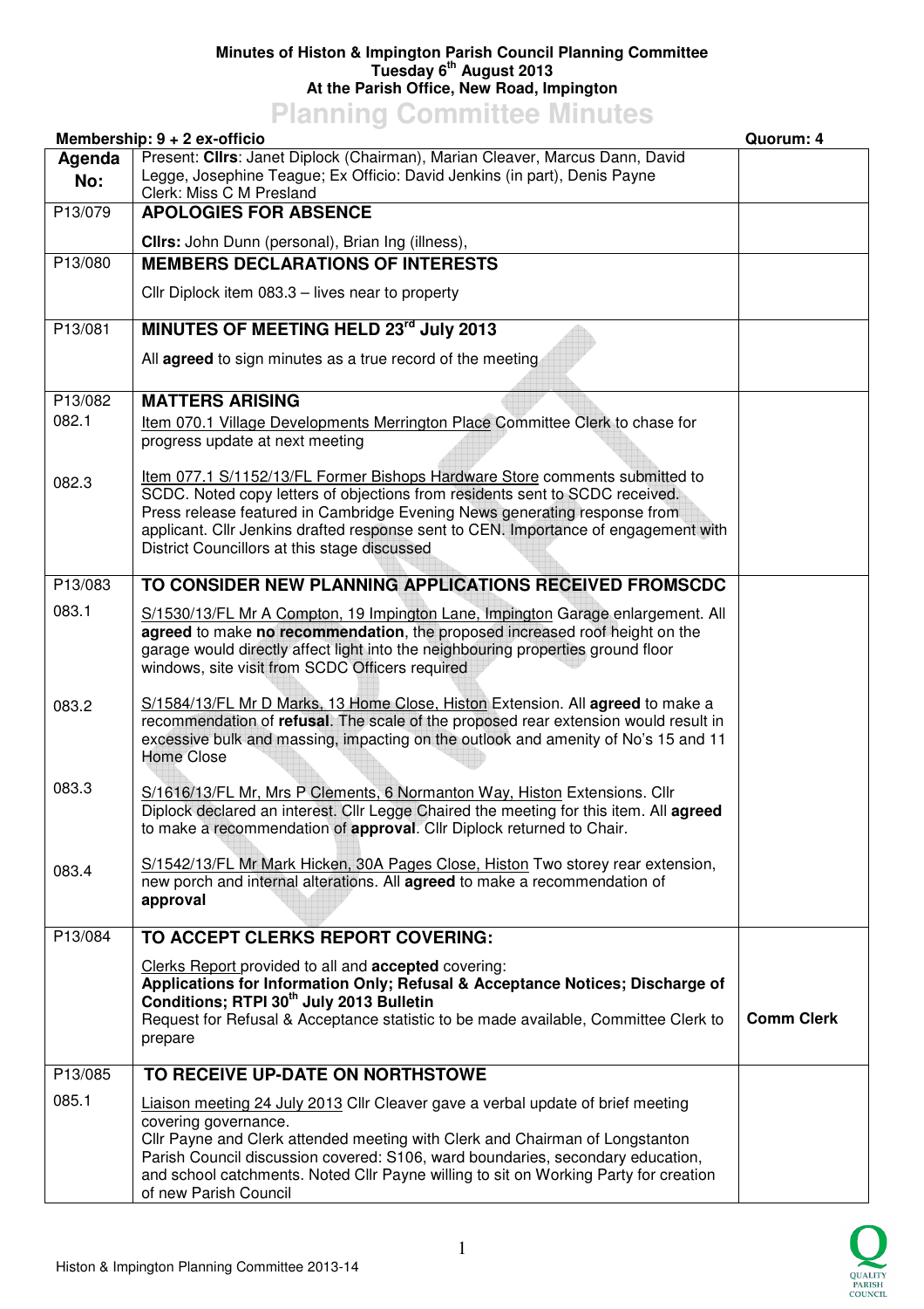**Minutes of Histon & Impington Parish Council Planning Committee**
**Tuesday 6th August 2013**
**At the Parish Office, New Road, Impington**

# Planning Committee Minutes

**Membership: 9 + 2 ex-officio** — **Quorum: 4**

| Agenda No: | Present: **Cllrs**: Janet Diplock (Chairman), Marian Cleaver, Marcus Dann, David Legge, Josephine Teague; Ex Officio: David Jenkins (in part), Denis Payne<br>Clerk: Miss C M Presland | |
|---|---|---|
| P13/079 | **APOLOGIES FOR ABSENCE**<br><br>**Cllrs:** John Dunn (personal), Brian Ing (illness), | |
| P13/080 | **MEMBERS DECLARATIONS OF INTERESTS**<br><br>Cllr Diplock item 083.3 – lives near to property | |
| P13/081 | **MINUTES OF MEETING HELD 23rd July 2013**<br><br>All **agreed** to sign minutes as a true record of the meeting | |
| P13/082<br>082.1<br><br><br>082.3 | **MATTERS ARISING**<br>Item 070.1 Village Developments Merrington Place Committee Clerk to chase for progress update at next meeting<br><br>Item 077.1 S/1152/13/FL Former Bishops Hardware Store comments submitted to SCDC. Noted copy letters of objections from residents sent to SCDC received. Press release featured in Cambridge Evening News generating response from applicant. Cllr Jenkins drafted response sent to CEN. Importance of engagement with District Councillors at this stage discussed | |
| P13/083<br>083.1<br><br><br><br>083.2<br><br><br><br>083.3<br><br><br>083.4 | **TO CONSIDER NEW PLANNING APPLICATIONS RECEIVED FROMSCDC**<br>S/1530/13/FL Mr A Compton, 19 Impington Lane, Impington Garage enlargement. All **agreed** to make **no recommendation**, the proposed increased roof height on the garage would directly affect light into the neighbouring properties ground floor windows, site visit from SCDC Officers required<br><br>S/1584/13/FL Mr D Marks, 13 Home Close, Histon Extension. All **agreed** to make a recommendation of **refusal**. The scale of the proposed rear extension would result in excessive bulk and massing, impacting on the outlook and amenity of No's 15 and 11 Home Close<br><br>S/1616/13/FL Mr, Mrs P Clements, 6 Normanton Way, Histon Extensions. Cllr Diplock declared an interest. Cllr Legge Chaired the meeting for this item. All **agreed** to make a recommendation of **approval**. Cllr Diplock returned to Chair.<br><br>S/1542/13/FL Mr Mark Hicken, 30A Pages Close, Histon Two storey rear extension, new porch and internal alterations. All **agreed** to make a recommendation of **approval** | |
| P13/084 | **TO ACCEPT CLERKS REPORT COVERING:**<br><br>Clerks Report provided to all and **accepted** covering:<br>**Applications for Information Only; Refusal & Acceptance Notices; Discharge of Conditions; RTPI 30th July 2013 Bulletin**<br>Request for Refusal & Acceptance statistic to be made available, Committee Clerk to prepare | **Comm Clerk** |
| P13/085<br>085.1 | **TO RECEIVE UP-DATE ON NORTHSTOWE**<br>Liaison meeting 24 July 2013 Cllr Cleaver gave a verbal update of brief meeting covering governance.<br>Cllr Payne and Clerk attended meeting with Clerk and Chairman of Longstanton Parish Council discussion covered: S106, ward boundaries, secondary education, and school catchments. Noted Cllr Payne willing to sit on Working Party for creation of new Parish Council | |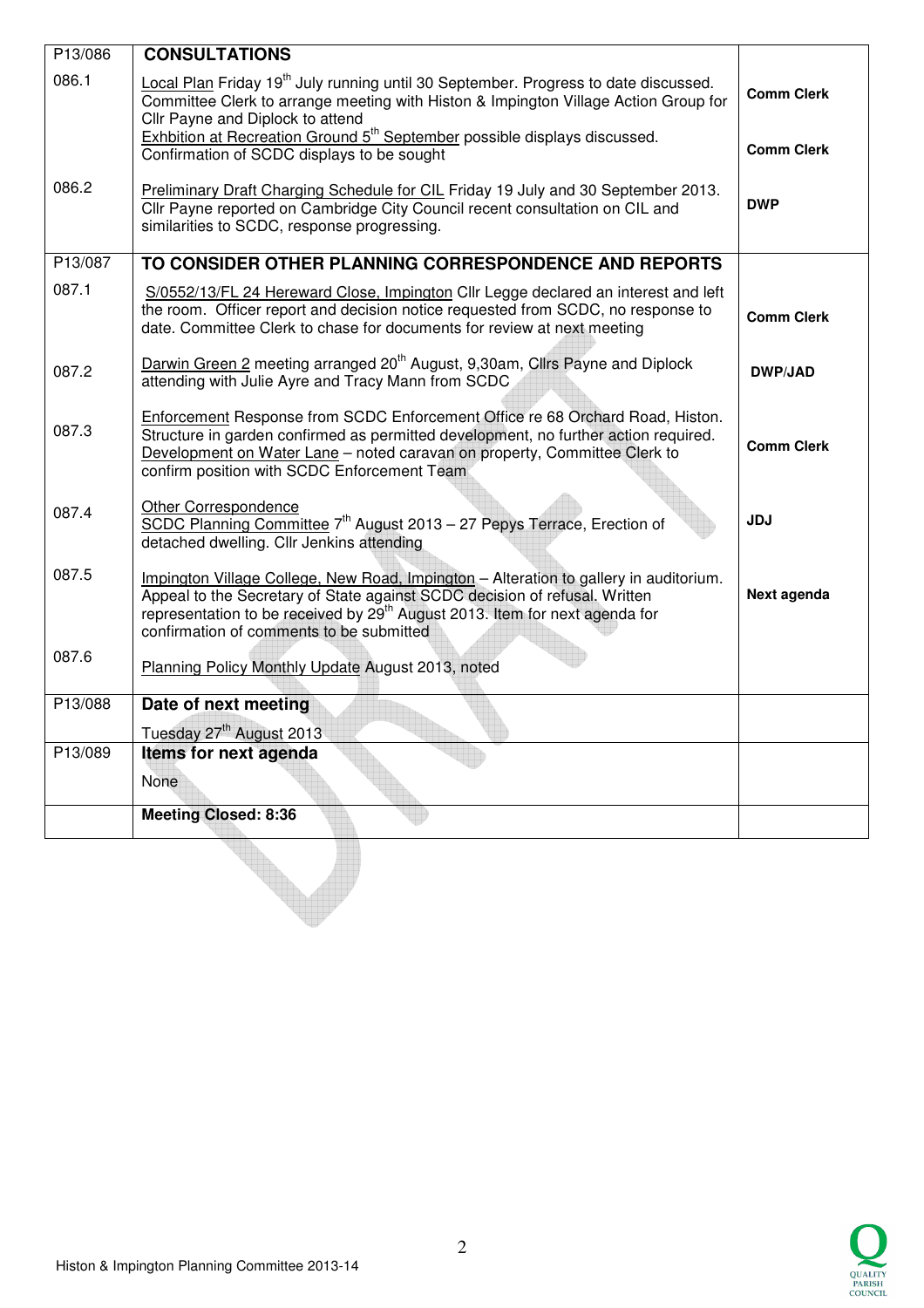| | | |
|---|---|---|
| P13/086 | **CONSULTATIONS** | |
| 086.1 | Local Plan Friday 19th July running until 30 September. Progress to date discussed. Committee Clerk to arrange meeting with Histon & Impington Village Action Group for Cllr Payne and Diplock to attend<br>Exhbition at Recreation Ground 5th September possible displays discussed. Confirmation of SCDC displays to be sought | **Comm Clerk**<br><br>**Comm Clerk** |
| 086.2 | Preliminary Draft Charging Schedule for CIL Friday 19 July and 30 September 2013. Cllr Payne reported on Cambridge City Council recent consultation on CIL and similarities to SCDC, response progressing. | **DWP** |
| P13/087 | **TO CONSIDER OTHER PLANNING CORRESPONDENCE AND REPORTS** | |
| 087.1 | S/0552/13/FL 24 Hereward Close, Impington Cllr Legge declared an interest and left the room. Officer report and decision notice requested from SCDC, no response to date. Committee Clerk to chase for documents for review at next meeting | **Comm Clerk** |
| 087.2 | Darwin Green 2 meeting arranged 20th August, 9,30am, Cllrs Payne and Diplock attending with Julie Ayre and Tracy Mann from SCDC | **DWP/JAD** |
| 087.3 | Enforcement Response from SCDC Enforcement Office re 68 Orchard Road, Histon. Structure in garden confirmed as permitted development, no further action required.<br>Development on Water Lane – noted caravan on property, Committee Clerk to confirm position with SCDC Enforcement Team | **Comm Clerk** |
| 087.4 | Other Correspondence<br>SCDC Planning Committee 7th August 2013 – 27 Pepys Terrace, Erection of detached dwelling. Cllr Jenkins attending | **JDJ** |
| 087.5 | Impington Village College, New Road, Impington – Alteration to gallery in auditorium. Appeal to the Secretary of State against SCDC decision of refusal. Written representation to be received by 29th August 2013. Item for next agenda for confirmation of comments to be submitted | **Next agenda** |
| 087.6 | Planning Policy Monthly Update August 2013, noted | |
| P13/088 | **Date of next meeting**<br>Tuesday 27th August 2013 | |
| P13/089 | **Items for next agenda**<br>None | |
| | **Meeting Closed: 8:36** | |